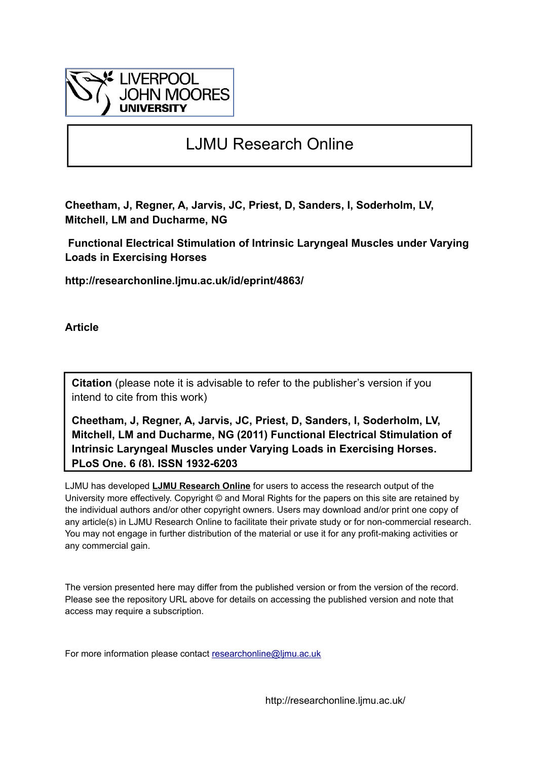LIVERPOOL JOHN MOORES UNIVERSITY

# LJMU Research Online

**Cheetham, J, Regner, A, Jarvis, JC, Priest, D, Sanders, I, Soderholm, LV, Mitchell, LM and Ducharme, NG**

**Functional Electrical Stimulation of Intrinsic Laryngeal Muscles under Varying Loads in Exercising Horses**

**http://researchonline.ljmu.ac.uk/id/eprint/4863/**

**Article**

**Citation** (please note it is advisable to refer to the publisher's version if you intend to cite from this work)

**Cheetham, J, Regner, A, Jarvis, JC, Priest, D, Sanders, I, Soderholm, LV, Mitchell, LM and Ducharme, NG (2011) Functional Electrical Stimulation of Intrinsic Laryngeal Muscles under Varying Loads in Exercising Horses. PLoS One, 6 (8). ISSN 1932-6203**

LJMU has developed **LJMU Research Online** for users to access the research output of the University more effectively. Copyright © and Moral Rights for the papers on this site are retained by the individual authors and/or other copyright owners. Users may download and/or print one copy of any article(s) in LJMU Research Online to facilitate their private study or for non-commercial research. You may not engage in further distribution of the material or use it for any profit-making activities or any commercial gain.

The version presented here may differ from the published version or from the version of the record. Please see the repository URL above for details on accessing the published version and note that access may require a subscription.

For more information please contact researchonline@ljmu.ac.uk

http://researchonline.ljmu.ac.uk/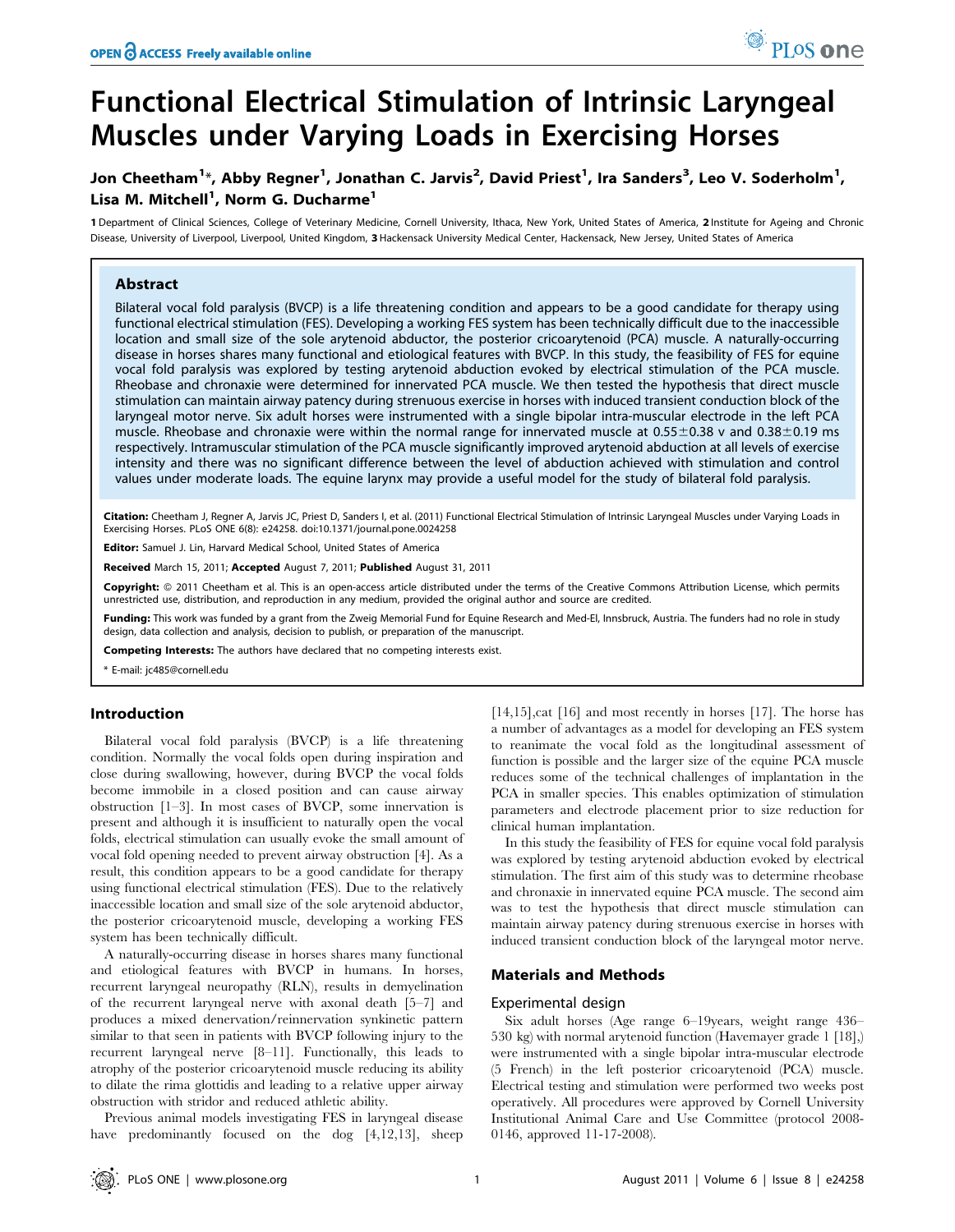# Functional Electrical Stimulation of Intrinsic Laryngeal Muscles under Varying Loads in Exercising Horses

**Jon Cheetham[1]*, Abby Regner[1], Jonathan C. Jarvis[2], David Priest[1], Ira Sanders[3], Leo V. Soderholm[1], Lisa M. Mitchell[1], Norm G. Ducharme[1]**

**1** Department of Clinical Sciences, College of Veterinary Medicine, Cornell University, Ithaca, New York, United States of America, **2** Institute for Ageing and Chronic Disease, University of Liverpool, Liverpool, United Kingdom, **3** Hackensack University Medical Center, Hackensack, New Jersey, United States of America

## Abstract

Bilateral vocal fold paralysis (BVCP) is a life threatening condition and appears to be a good candidate for therapy using functional electrical stimulation (FES). Developing a working FES system has been technically difficult due to the inaccessible location and small size of the sole arytenoid abductor, the posterior cricoarytenoid (PCA) muscle. A naturally-occurring disease in horses shares many functional and etiological features with BVCP. In this study, the feasibility of FES for equine vocal fold paralysis was explored by testing arytenoid abduction evoked by electrical stimulation of the PCA muscle. Rheobase and chronaxie were determined for innervated PCA muscle. We then tested the hypothesis that direct muscle stimulation can maintain airway patency during strenuous exercise in horses with induced transient conduction block of the laryngeal motor nerve. Six adult horses were instrumented with a single bipolar intra-muscular electrode in the left PCA muscle. Rheobase and chronaxie were within the normal range for innervated muscle at 0.55±0.38 v and 0.38±0.19 ms respectively. Intramuscular stimulation of the PCA muscle significantly improved arytenoid abduction at all levels of exercise intensity and there was no significant difference between the level of abduction achieved with stimulation and control values under moderate loads. The equine larynx may provide a useful model for the study of bilateral fold paralysis.

**Citation:** Cheetham J, Regner A, Jarvis JC, Priest D, Sanders I, et al. (2011) Functional Electrical Stimulation of Intrinsic Laryngeal Muscles under Varying Loads in Exercising Horses. PLoS ONE 6(8): e24258. doi:10.1371/journal.pone.0024258

**Editor:** Samuel J. Lin, Harvard Medical School, United States of America

**Received** March 15, 2011; **Accepted** August 7, 2011; **Published** August 31, 2011

**Copyright:** © 2011 Cheetham et al. This is an open-access article distributed under the terms of the Creative Commons Attribution License, which permits unrestricted use, distribution, and reproduction in any medium, provided the original author and source are credited.

**Funding:** This work was funded by a grant from the Zweig Memorial Fund for Equine Research and Med-El, Innsbruck, Austria. The funders had no role in study design, data collection and analysis, decision to publish, or preparation of the manuscript.

**Competing Interests:** The authors have declared that no competing interests exist.

\* E-mail: jc485@cornell.edu

## Introduction

Bilateral vocal fold paralysis (BVCP) is a life threatening condition. Normally the vocal folds open during inspiration and close during swallowing, however, during BVCP the vocal folds become immobile in a closed position and can cause airway obstruction [1–3]. In most cases of BVCP, some innervation is present and although it is insufficient to naturally open the vocal folds, electrical stimulation can usually evoke the small amount of vocal fold opening needed to prevent airway obstruction [4]. As a result, this condition appears to be a good candidate for therapy using functional electrical stimulation (FES). Due to the relatively inaccessible location and small size of the sole arytenoid abductor, the posterior cricoarytenoid muscle, developing a working FES system has been technically difficult.

A naturally-occurring disease in horses shares many functional and etiological features with BVCP in humans. In horses, recurrent laryngeal neuropathy (RLN), results in demyelination of the recurrent laryngeal nerve with axonal death [5–7] and produces a mixed denervation/reinnervation synkinetic pattern similar to that seen in patients with BVCP following injury to the recurrent laryngeal nerve [8–11]. Functionally, this leads to atrophy of the posterior cricoarytenoid muscle reducing its ability to dilate the rima glottidis and leading to a relative upper airway obstruction with stridor and reduced athletic ability.

Previous animal models investigating FES in laryngeal disease have predominantly focused on the dog [4,12,13], sheep [14,15],cat [16] and most recently in horses [17]. The horse has a number of advantages as a model for developing an FES system to reanimate the vocal fold as the longitudinal assessment of function is possible and the larger size of the equine PCA muscle reduces some of the technical challenges of implantation in the PCA in smaller species. This enables optimization of stimulation parameters and electrode placement prior to size reduction for clinical human implantation.

In this study the feasibility of FES for equine vocal fold paralysis was explored by testing arytenoid abduction evoked by electrical stimulation. The first aim of this study was to determine rheobase and chronaxie in innervated equine PCA muscle. The second aim was to test the hypothesis that direct muscle stimulation can maintain airway patency during strenuous exercise in horses with induced transient conduction block of the laryngeal motor nerve.

## Materials and Methods

### Experimental design

Six adult horses (Age range 6–19years, weight range 436–530 kg) with normal arytenoid function (Havemayer grade 1 [18],) were instrumented with a single bipolar intra-muscular electrode (5 French) in the left posterior cricoarytenoid (PCA) muscle. Electrical testing and stimulation were performed two weeks post operatively. All procedures were approved by Cornell University Institutional Animal Care and Use Committee (protocol 2008-0146, approved 11-17-2008).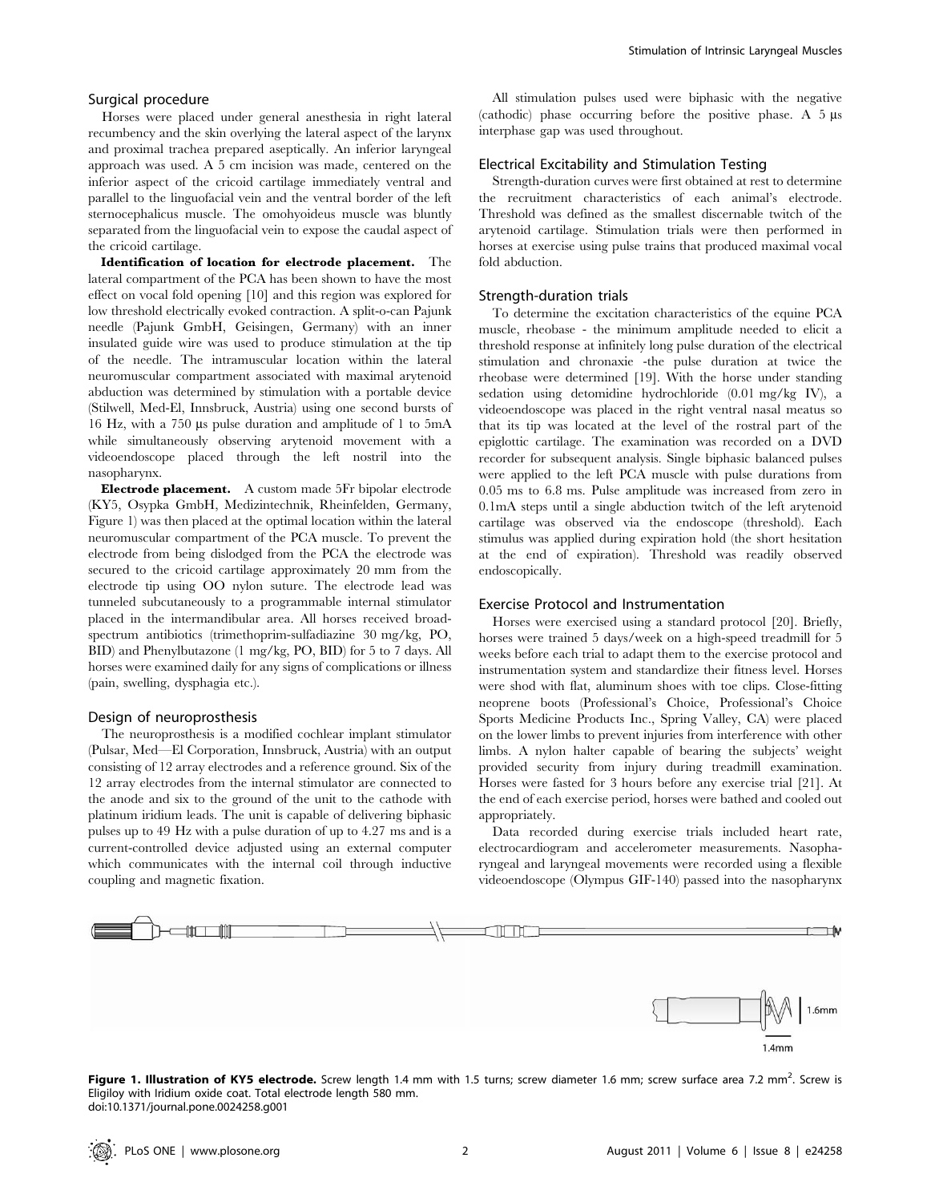## Surgical procedure

Horses were placed under general anesthesia in right lateral recumbency and the skin overlying the lateral aspect of the larynx and proximal trachea prepared aseptically. An inferior laryngeal approach was used. A 5 cm incision was made, centered on the inferior aspect of the cricoid cartilage immediately ventral and parallel to the linguofacial vein and the ventral border of the left sternocephalicus muscle. The omohyoideus muscle was bluntly separated from the linguofacial vein to expose the caudal aspect of the cricoid cartilage.

**Identification of location for electrode placement.** The lateral compartment of the PCA has been shown to have the most effect on vocal fold opening [10] and this region was explored for low threshold electrically evoked contraction. A split-o-can Pajunk needle (Pajunk GmbH, Geisingen, Germany) with an inner insulated guide wire was used to produce stimulation at the tip of the needle. The intramuscular location within the lateral neuromuscular compartment associated with maximal arytenoid abduction was determined by stimulation with a portable device (Stilwell, Med-El, Innsbruck, Austria) using one second bursts of 16 Hz, with a 750 µs pulse duration and amplitude of 1 to 5mA while simultaneously observing arytenoid movement with a videoendoscope placed through the left nostril into the nasopharynx.

**Electrode placement.** A custom made 5Fr bipolar electrode (KY5, Osypka GmbH, Medizintechnik, Rheinfelden, Germany, Figure 1) was then placed at the optimal location within the lateral neuromuscular compartment of the PCA muscle. To prevent the electrode from being dislodged from the PCA the electrode was secured to the cricoid cartilage approximately 20 mm from the electrode tip using OO nylon suture. The electrode lead was tunneled subcutaneously to a programmable internal stimulator placed in the intermandibular area. All horses received broad-spectrum antibiotics (trimethoprim-sulfadiazine 30 mg/kg, PO, BID) and Phenylbutazone (1 mg/kg, PO, BID) for 5 to 7 days. All horses were examined daily for any signs of complications or illness (pain, swelling, dysphagia etc.).

## Design of neuroprosthesis

The neuroprosthesis is a modified cochlear implant stimulator (Pulsar, Med—El Corporation, Innsbruck, Austria) with an output consisting of 12 array electrodes and a reference ground. Six of the 12 array electrodes from the internal stimulator are connected to the anode and six to the ground of the unit to the cathode with platinum iridium leads. The unit is capable of delivering biphasic pulses up to 49 Hz with a pulse duration of up to 4.27 ms and is a current-controlled device adjusted using an external computer which communicates with the internal coil through inductive coupling and magnetic fixation.

All stimulation pulses used were biphasic with the negative (cathodic) phase occurring before the positive phase. A 5 µs interphase gap was used throughout.

## Electrical Excitability and Stimulation Testing

Strength-duration curves were first obtained at rest to determine the recruitment characteristics of each animal's electrode. Threshold was defined as the smallest discernable twitch of the arytenoid cartilage. Stimulation trials were then performed in horses at exercise using pulse trains that produced maximal vocal fold abduction.

## Strength-duration trials

To determine the excitation characteristics of the equine PCA muscle, rheobase - the minimum amplitude needed to elicit a threshold response at infinitely long pulse duration of the electrical stimulation and chronaxie -the pulse duration at twice the rheobase were determined [19]. With the horse under standing sedation using detomidine hydrochloride (0.01 mg/kg IV), a videoendoscope was placed in the right ventral nasal meatus so that its tip was located at the level of the rostral part of the epiglottic cartilage. The examination was recorded on a DVD recorder for subsequent analysis. Single biphasic balanced pulses were applied to the left PCA muscle with pulse durations from 0.05 ms to 6.8 ms. Pulse amplitude was increased from zero in 0.1mA steps until a single abduction twitch of the left arytenoid cartilage was observed via the endoscope (threshold). Each stimulus was applied during expiration hold (the short hesitation at the end of expiration). Threshold was readily observed endoscopically.

## Exercise Protocol and Instrumentation

Horses were exercised using a standard protocol [20]. Briefly, horses were trained 5 days/week on a high-speed treadmill for 5 weeks before each trial to adapt them to the exercise protocol and instrumentation system and standardize their fitness level. Horses were shod with flat, aluminum shoes with toe clips. Close-fitting neoprene boots (Professional's Choice, Professional's Choice Sports Medicine Products Inc., Spring Valley, CA) were placed on the lower limbs to prevent injuries from interference with other limbs. A nylon halter capable of bearing the subjects' weight provided security from injury during treadmill examination. Horses were fasted for 3 hours before any exercise trial [21]. At the end of each exercise period, horses were bathed and cooled out appropriately.

Data recorded during exercise trials included heart rate, electrocardiogram and accelerometer measurements. Nasopharyngeal and laryngeal movements were recorded using a flexible videoendoscope (Olympus GIF-140) passed into the nasopharynx

**Figure 1. Illustration of KY5 electrode.** Screw length 1.4 mm with 1.5 turns; screw diameter 1.6 mm; screw surface area 7.2 mm$^2$. Screw is Eligiloy with Iridium oxide coat. Total electrode length 580 mm.
doi:10.1371/journal.pone.0024258.g001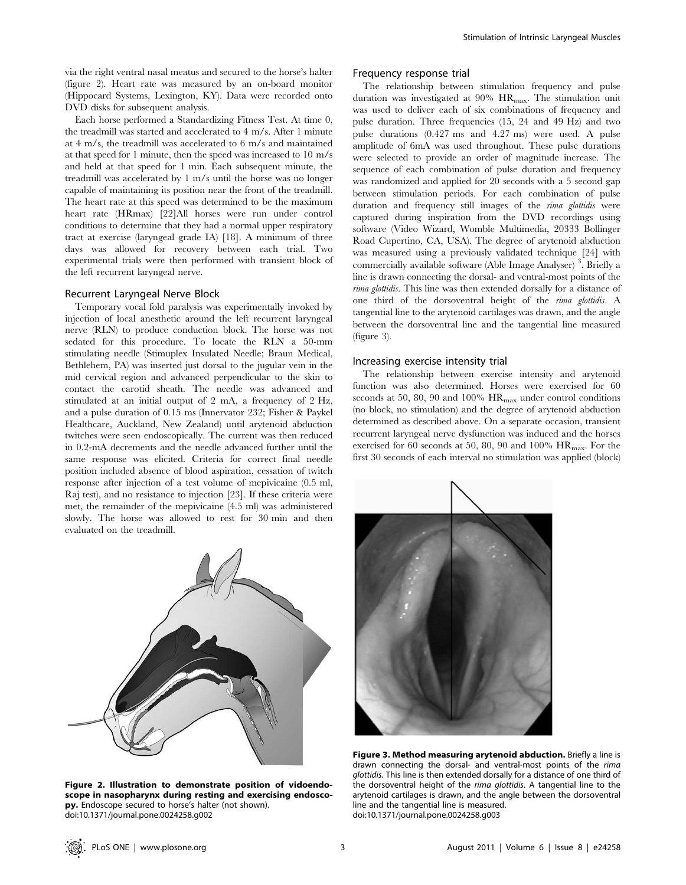via the right ventral nasal meatus and secured to the horse's halter (figure 2). Heart rate was measured by an on-board monitor (Hippocard Systems, Lexington, KY). Data were recorded onto DVD disks for subsequent analysis.

Each horse performed a Standardizing Fitness Test. At time 0, the treadmill was started and accelerated to 4 m/s. After 1 minute at 4 m/s, the treadmill was accelerated to 6 m/s and maintained at that speed for 1 minute, then the speed was increased to 10 m/s and held at that speed for 1 min. Each subsequent minute, the treadmill was accelerated by 1 m/s until the horse was no longer capable of maintaining its position near the front of the treadmill. The heart rate at this speed was determined to be the maximum heart rate (HRmax) [22]All horses were run under control conditions to determine that they had a normal upper respiratory tract at exercise (laryngeal grade IA) [18]. A minimum of three days was allowed for recovery between each trial. Two experimental trials were then performed with transient block of the left recurrent laryngeal nerve.

### Recurrent Laryngeal Nerve Block

Temporary vocal fold paralysis was experimentally invoked by injection of local anesthetic around the left recurrent laryngeal nerve (RLN) to produce conduction block. The horse was not sedated for this procedure. To locate the RLN a 50-mm stimulating needle (Stimuplex Insulated Needle; Braun Medical, Bethlehem, PA) was inserted just dorsal to the jugular vein in the mid cervical region and advanced perpendicular to the skin to contact the carotid sheath. The needle was advanced and stimulated at an initial output of 2 mA, a frequency of 2 Hz, and a pulse duration of 0.15 ms (Innervator 232; Fisher & Paykel Healthcare, Auckland, New Zealand) until arytenoid abduction twitches were seen endoscopically. The current was then reduced in 0.2-mA decrements and the needle advanced further until the same response was elicited. Criteria for correct final needle position included absence of blood aspiration, cessation of twitch response after injection of a test volume of mepivicaine (0.5 ml, Raj test), and no resistance to injection [23]. If these criteria were met, the remainder of the mepivicaine (4.5 ml) was administered slowly. The horse was allowed to rest for 30 min and then evaluated on the treadmill.

**Figure 2. Illustration to demonstrate position of vidoendoscope in nasopharynx during resting and exercising endoscopy.** Endoscope secured to horse's halter (not shown).
doi:10.1371/journal.pone.0024258.g002

### Frequency response trial

The relationship between stimulation frequency and pulse duration was investigated at 90% $HR_{max}$. The stimulation unit was used to deliver each of six combinations of frequency and pulse duration. Three frequencies (15, 24 and 49 Hz) and two pulse durations (0.427 ms and 4.27 ms) were used. A pulse amplitude of 6mA was used throughout. These pulse durations were selected to provide an order of magnitude increase. The sequence of each combination of pulse duration and frequency was randomized and applied for 20 seconds with a 5 second gap between stimulation periods. For each combination of pulse duration and frequency still images of the *rima glottidis* were captured during inspiration from the DVD recordings using software (Video Wizard, Womble Multimedia, 20333 Bollinger Road Cupertino, CA, USA). The degree of arytenoid abduction was measured using a previously validated technique [24] with commercially available software (Able Image Analyser) [3]. Briefly a line is drawn connecting the dorsal- and ventral-most points of the *rima glottidis*. This line was then extended dorsally for a distance of one third of the dorsoventral height of the *rima glottidis*. A tangential line to the arytenoid cartilages was drawn, and the angle between the dorsoventral line and the tangential line measured (figure 3).

### Increasing exercise intensity trial

The relationship between exercise intensity and arytenoid function was also determined. Horses were exercised for 60 seconds at 50, 80, 90 and 100% $HR_{max}$ under control conditions (no block, no stimulation) and the degree of arytenoid abduction determined as described above. On a separate occasion, transient recurrent laryngeal nerve dysfunction was induced and the horses exercised for 60 seconds at 50, 80, 90 and 100% $HR_{max}$. For the first 30 seconds of each interval no stimulation was applied (block)

**Figure 3. Method measuring arytenoid abduction.** Briefly a line is drawn connecting the dorsal- and ventral-most points of the *rima glottidis*. This line is then extended dorsally for a distance of one third of the dorsoventral height of the *rima glottidis*. A tangential line to the arytenoid cartilages is drawn, and the angle between the dorsoventral line and the tangential line is measured.
doi:10.1371/journal.pone.0024258.g003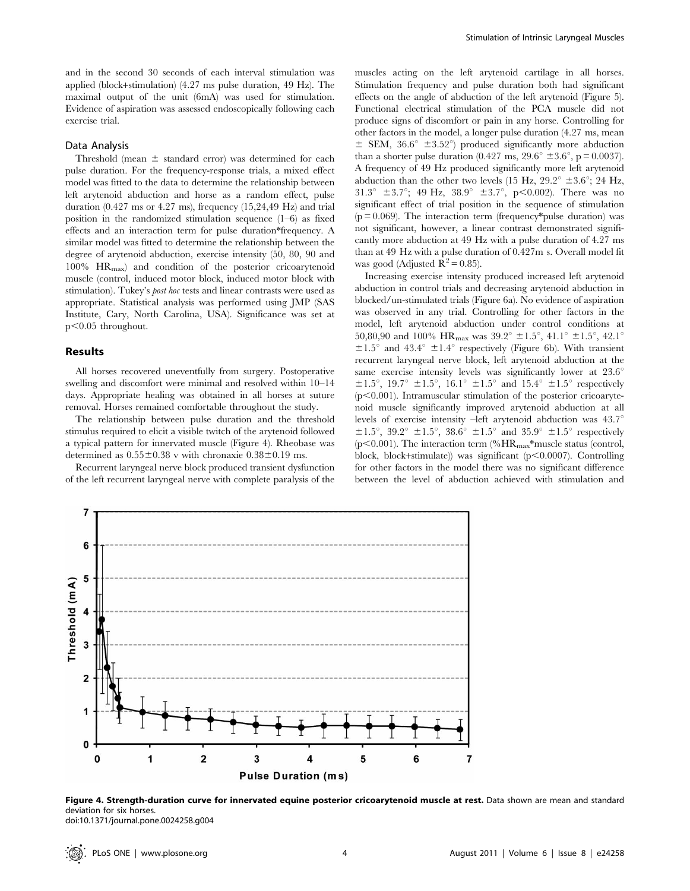and in the second 30 seconds of each interval stimulation was applied (block+stimulation) (4.27 ms pulse duration, 49 Hz). The maximal output of the unit (6mA) was used for stimulation. Evidence of aspiration was assessed endoscopically following each exercise trial.

### Data Analysis

Threshold (mean ± standard error) was determined for each pulse duration. For the frequency-response trials, a mixed effect model was fitted to the data to determine the relationship between left arytenoid abduction and horse as a random effect, pulse duration (0.427 ms or 4.27 ms), frequency (15,24,49 Hz) and trial position in the randomized stimulation sequence (1–6) as fixed effects and an interaction term for pulse duration*frequency. A similar model was fitted to determine the relationship between the degree of arytenoid abduction, exercise intensity (50, 80, 90 and 100% $HR_{max}$) and condition of the posterior cricoarytenoid muscle (control, induced motor block, induced motor block with stimulation). Tukey's *post hoc* tests and linear contrasts were used as appropriate. Statistical analysis was performed using JMP (SAS Institute, Cary, North Carolina, USA). Significance was set at $p<0.05$ throughout.

## Results

All horses recovered uneventfully from surgery. Postoperative swelling and discomfort were minimal and resolved within 10–14 days. Appropriate healing was obtained in all horses at suture removal. Horses remained comfortable throughout the study.

The relationship between pulse duration and the threshold stimulus required to elicit a visible twitch of the arytenoid followed a typical pattern for innervated muscle (Figure 4). Rheobase was determined as 0.55±0.38 v with chronaxie 0.38±0.19 ms.

Recurrent laryngeal nerve block produced transient dysfunction of the left recurrent laryngeal nerve with complete paralysis of the muscles acting on the left arytenoid cartilage in all horses. Stimulation frequency and pulse duration both had significant effects on the angle of abduction of the left arytenoid (Figure 5). Functional electrical stimulation of the PCA muscle did not produce signs of discomfort or pain in any horse. Controlling for other factors in the model, a longer pulse duration (4.27 ms, mean ± SEM, 36.6° ±3.52°) produced significantly more abduction than a shorter pulse duration (0.427 ms, 29.6° ±3.6°, $p = 0.0037$). A frequency of 49 Hz produced significantly more left arytenoid abduction than the other two levels (15 Hz, 29.2° ±3.6°; 24 Hz, 31.3° ±3.7°; 49 Hz, 38.9° ±3.7°, $p<0.002$). There was no significant effect of trial position in the sequence of stimulation ($p = 0.069$). The interaction term (frequency*pulse duration) was not significant, however, a linear contrast demonstrated significantly more abduction at 49 Hz with a pulse duration of 4.27 ms than at 49 Hz with a pulse duration of 0.427m s. Overall model fit was good (Adjusted $R^2 = 0.85$).

Increasing exercise intensity produced increased left arytenoid abduction in control trials and decreasing arytenoid abduction in blocked/un-stimulated trials (Figure 6a). No evidence of aspiration was observed in any trial. Controlling for other factors in the model, left arytenoid abduction under control conditions at 50,80,90 and 100% $HR_{max}$ was 39.2° ±1.5°, 41.1° ±1.5°, 42.1° ±1.5° and 43.4° ±1.4° respectively (Figure 6b). With transient recurrent laryngeal nerve block, left arytenoid abduction at the same exercise intensity levels was significantly lower at 23.6° ±1.5°, 19.7° ±1.5°, 16.1° ±1.5° and 15.4° ±1.5° respectively ($p<0.001$). Intramuscular stimulation of the posterior cricoarytenoid muscle significantly improved arytenoid abduction at all levels of exercise intensity –left arytenoid abduction was 43.7° ±1.5°, 39.2° ±1.5°, 38.6° ±1.5° and 35.9° ±1.5° respectively ($p<0.001$). The interaction term (%$HR_{max}$*muscle status (control, block, block+stimulate)) was significant ($p<0.0007$). Controlling for other factors in the model there was no significant difference between the level of abduction achieved with stimulation and

**Figure 4. Strength-duration curve for innervated equine posterior cricoarytenoid muscle at rest.** Data shown are mean and standard deviation for six horses.
doi:10.1371/journal.pone.0024258.g004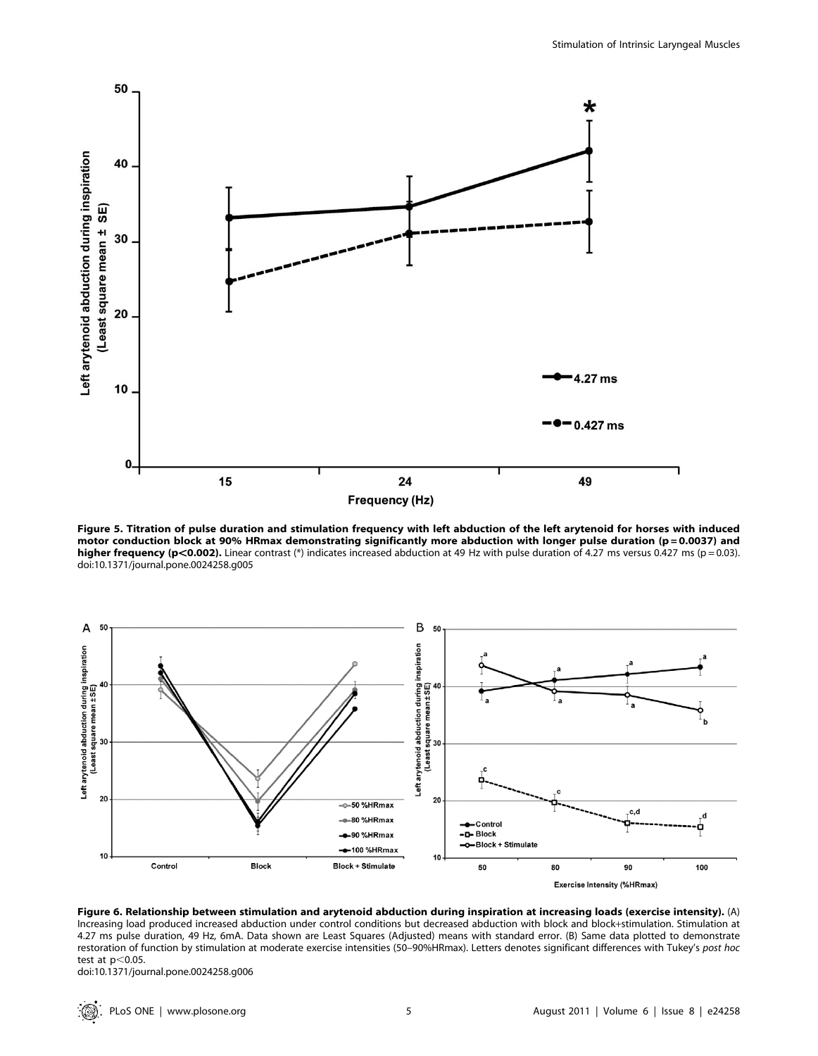**Figure 5. Titration of pulse duration and stimulation frequency with left abduction of the left arytenoid for horses with induced motor conduction block at 90% HRmax demonstrating significantly more abduction with longer pulse duration (p = 0.0037) and higher frequency (p<0.002).** Linear contrast (*) indicates increased abduction at 49 Hz with pulse duration of 4.27 ms versus 0.427 ms (p = 0.03).
doi:10.1371/journal.pone.0024258.g005

**Figure 6. Relationship between stimulation and arytenoid abduction during inspiration at increasing loads (exercise intensity).** (A) Increasing load produced increased abduction under control conditions but decreased abduction with block and block+stimulation. Stimulation at 4.27 ms pulse duration, 49 Hz, 6mA. Data shown are Least Squares (Adjusted) means with standard error. (B) Same data plotted to demonstrate restoration of function by stimulation at moderate exercise intensities (50–90%HRmax). Letters denotes significant differences with Tukey's *post hoc* test at p<0.05.
doi:10.1371/journal.pone.0024258.g006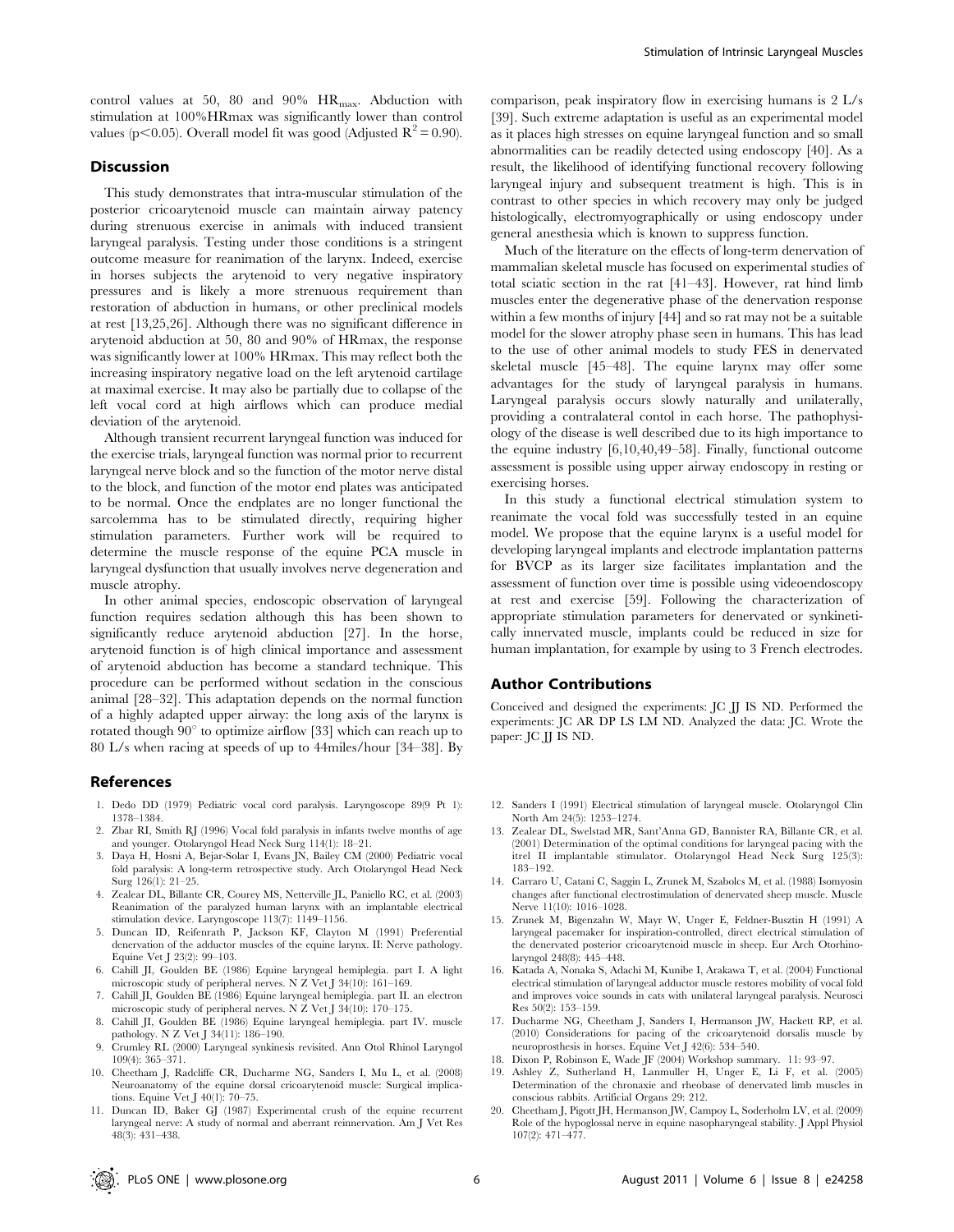control values at 50, 80 and 90% $HR_{max}$. Abduction with stimulation at 100%HRmax was significantly lower than control values ($p<0.05$). Overall model fit was good (Adjusted $R^2 = 0.90$).

## Discussion

This study demonstrates that intra-muscular stimulation of the posterior cricoarytenoid muscle can maintain airway patency during strenuous exercise in animals with induced transient laryngeal paralysis. Testing under those conditions is a stringent outcome measure for reanimation of the larynx. Indeed, exercise in horses subjects the arytenoid to very negative inspiratory pressures and is likely a more strenuous requirement than restoration of abduction in humans, or other preclinical models at rest [13,25,26]. Although there was no significant difference in arytenoid abduction at 50, 80 and 90% of HRmax, the response was significantly lower at 100% HRmax. This may reflect both the increasing inspiratory negative load on the left arytenoid cartilage at maximal exercise. It may also be partially due to collapse of the left vocal cord at high airflows which can produce medial deviation of the arytenoid.

Although transient recurrent laryngeal function was induced for the exercise trials, laryngeal function was normal prior to recurrent laryngeal nerve block and so the function of the motor nerve distal to the block, and function of the motor end plates was anticipated to be normal. Once the endplates are no longer functional the sarcolemma has to be stimulated directly, requiring higher stimulation parameters. Further work will be required to determine the muscle response of the equine PCA muscle in laryngeal dysfunction that usually involves nerve degeneration and muscle atrophy.

In other animal species, endoscopic observation of laryngeal function requires sedation although this has been shown to significantly reduce arytenoid abduction [27]. In the horse, arytenoid function is of high clinical importance and assessment of arytenoid abduction has become a standard technique. This procedure can be performed without sedation in the conscious animal [28–32]. This adaptation depends on the normal function of a highly adapted upper airway: the long axis of the larynx is rotated though 90° to optimize airflow [33] which can reach up to 80 L/s when racing at speeds of up to 44miles/hour [34–38]. By comparison, peak inspiratory flow in exercising humans is 2 L/s [39]. Such extreme adaptation is useful as an experimental model as it places high stresses on equine laryngeal function and so small abnormalities can be readily detected using endoscopy [40]. As a result, the likelihood of identifying functional recovery following laryngeal injury and subsequent treatment is high. This is in contrast to other species in which recovery may only be judged histologically, electromyographically or using endoscopy under general anesthesia which is known to suppress function.

Much of the literature on the effects of long-term denervation of mammalian skeletal muscle has focused on experimental studies of total sciatic section in the rat [41–43]. However, rat hind limb muscles enter the degenerative phase of the denervation response within a few months of injury [44] and so rat may not be a suitable model for the slower atrophy phase seen in humans. This has lead to the use of other animal models to study FES in denervated skeletal muscle [45–48]. The equine larynx may offer some advantages for the study of laryngeal paralysis in humans. Laryngeal paralysis occurs slowly naturally and unilaterally, providing a contralateral contol in each horse. The pathophysiology of the disease is well described due to its high importance to the equine industry [6,10,40,49–58]. Finally, functional outcome assessment is possible using upper airway endoscopy in resting or exercising horses.

In this study a functional electrical stimulation system to reanimate the vocal fold was successfully tested in an equine model. We propose that the equine larynx is a useful model for developing laryngeal implants and electrode implantation patterns for BVCP as its larger size facilitates implantation and the assessment of function over time is possible using videoendoscopy at rest and exercise [59]. Following the characterization of appropriate stimulation parameters for denervated or synkinetically innervated muscle, implants could be reduced in size for human implantation, for example by using to 3 French electrodes.

## Author Contributions

Conceived and designed the experiments: JC JJ IS ND. Performed the experiments: JC AR DP LS LM ND. Analyzed the data: JC. Wrote the paper: JC JJ IS ND.

## References

1. Dedo DD (1979) Pediatric vocal cord paralysis. Laryngoscope 89(9 Pt 1): 1378–1384.
2. Zbar RI, Smith RJ (1996) Vocal fold paralysis in infants twelve months of age and younger. Otolaryngol Head Neck Surg 114(1): 18–21.
3. Daya H, Hosni A, Bejar-Solar I, Evans JN, Bailey CM (2000) Pediatric vocal fold paralysis: A long-term retrospective study. Arch Otolaryngol Head Neck Surg 126(1): 21–25.
4. Zealear DL, Billante CR, Courey MS, Netterville JL, Paniello RC, et al. (2003) Reanimation of the paralyzed human larynx with an implantable electrical stimulation device. Laryngoscope 113(7): 1149–1156.
5. Duncan ID, Reifenrath P, Jackson KF, Clayton M (1991) Preferential denervation of the adductor muscles of the equine larynx. II: Nerve pathology. Equine Vet J 23(2): 99–103.
6. Cahill JI, Goulden BE (1986) Equine laryngeal hemiplegia. part I. A light microscopic study of peripheral nerves. N Z Vet J 34(10): 161–169.
7. Cahill JI, Goulden BE (1986) Equine laryngeal hemiplegia. part II. an electron microscopic study of peripheral nerves. N Z Vet J 34(10): 170–175.
8. Cahill JI, Goulden BE (1986) Equine laryngeal hemiplegia. part IV. muscle pathology. N Z Vet J 34(11): 186–190.
9. Crumley RL (2000) Laryngeal synkinesis revisited. Ann Otol Rhinol Laryngol 109(4): 365–371.
10. Cheetham J, Radcliffe CR, Ducharme NG, Sanders I, Mu L, et al. (2008) Neuroanatomy of the equine dorsal cricoarytenoid muscle: Surgical implications. Equine Vet J 40(1): 70–75.
11. Duncan ID, Baker GJ (1987) Experimental crush of the equine recurrent laryngeal nerve: A study of normal and aberrant reinnervation. Am J Vet Res 48(3): 431–438.
12. Sanders I (1991) Electrical stimulation of laryngeal muscle. Otolaryngol Clin North Am 24(5): 1253–1274.
13. Zealear DL, Swelstad MR, Sant'Anna GD, Bannister RA, Billante CR, et al. (2001) Determination of the optimal conditions for laryngeal pacing with the itrel II implantable stimulator. Otolaryngol Head Neck Surg 125(3): 183–192.
14. Carraro U, Catani C, Saggin L, Zrunek M, Szabolcs M, et al. (1988) Isomyosin changes after functional electrostimulation of denervated sheep muscle. Muscle Nerve 11(10): 1016–1028.
15. Zrunek M, Bigenzahn W, Mayr W, Unger E, Feldner-Busztin H (1991) A laryngeal pacemaker for inspiration-controlled, direct electrical stimulation of the denervated posterior cricoarytenoid muscle in sheep. Eur Arch Otorhinolaryngol 248(8): 445–448.
16. Katada A, Nonaka S, Adachi M, Kunibe I, Arakawa T, et al. (2004) Functional electrical stimulation of laryngeal adductor muscle restores mobility of vocal fold and improves voice sounds in cats with unilateral laryngeal paralysis. Neurosci Res 50(2): 153–159.
17. Ducharme NG, Cheetham J, Sanders I, Hermanson JW, Hackett RP, et al. (2010) Considerations for pacing of the cricoarytenoid dorsalis muscle by neuroprosthesis in horses. Equine Vet J 42(6): 534–540.
18. Dixon P, Robinson E, Wade JF (2004) Workshop summary. 11: 93–97.
19. Ashley Z, Sutherland H, Lanmuller H, Unger E, Li F, et al. (2005) Determination of the chronaxie and rheobase of denervated limb muscles in conscious rabbits. Artificial Organs 29: 212.
20. Cheetham J, Pigott JH, Hermanson JW, Campoy L, Soderholm LV, et al. (2009) Role of the hypoglossal nerve in equine nasopharyngeal stability. J Appl Physiol 107(2): 471–477.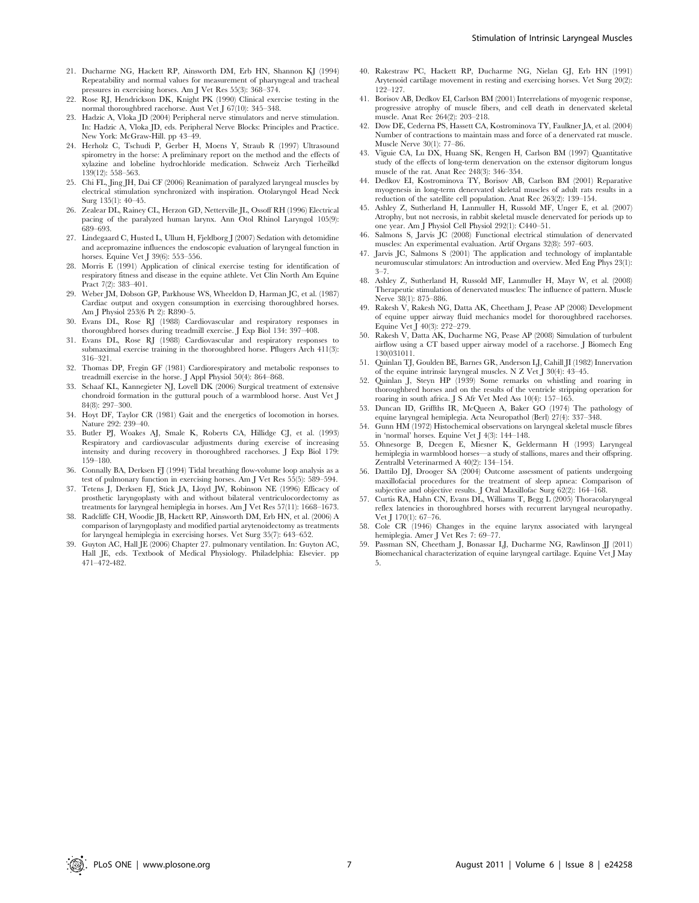21. Ducharme NG, Hackett RP, Ainsworth DM, Erb HN, Shannon KJ (1994) Repeatability and normal values for measurement of pharyngeal and tracheal pressures in exercising horses. Am J Vet Res 55(3): 368–374.
22. Rose RJ, Hendrickson DK, Knight PK (1990) Clinical exercise testing in the normal thoroughbred racehorse. Aust Vet J 67(10): 345–348.
23. Hadzic A, Vloka JD (2004) Peripheral nerve stimulators and nerve stimulation. In: Hadzic A, Vloka JD, eds. Peripheral Nerve Blocks: Principles and Practice. New York: McGraw-Hill. pp 43–49.
24. Herholz C, Tschudi P, Gerber H, Moens Y, Straub R (1997) Ultrasound spirometry in the horse: A preliminary report on the method and the effects of xylazine and lobeline hydrochloride medication. Schweiz Arch Tierheilkd 139(12): 558–563.
25. Chi FL, Jing JH, Dai CF (2006) Reanimation of paralyzed laryngeal muscles by electrical stimulation synchronized with inspiration. Otolaryngol Head Neck Surg 135(1): 40–45.
26. Zealear DL, Rainey CL, Herzon GD, Netterville JL, Ossoff RH (1996) Electrical pacing of the paralyzed human larynx. Ann Otol Rhinol Laryngol 105(9): 689–693.
27. Lindegaard C, Husted L, Ullum H, Fjeldborg J (2007) Sedation with detomidine and acepromazine influences the endoscopic evaluation of laryngeal function in horses. Equine Vet J 39(6): 553–556.
28. Morris E (1991) Application of clinical exercise testing for identification of respiratory fitness and disease in the equine athlete. Vet Clin North Am Equine Pract 7(2): 383–401.
29. Weber JM, Dobson GP, Parkhouse WS, Wheeldon D, Harman JC, et al. (1987) Cardiac output and oxygen consumption in exercising thoroughbred horses. Am J Physiol 253(6 Pt 2): R890–5.
30. Evans DL, Rose RJ (1988) Cardiovascular and respiratory responses in thoroughbred horses during treadmill exercise. J Exp Biol 134: 397–408.
31. Evans DL, Rose RJ (1988) Cardiovascular and respiratory responses to submaximal exercise training in the thoroughbred horse. Pflugers Arch 411(3): 316–321.
32. Thomas DP, Fregin GF (1981) Cardiorespiratory and metabolic responses to treadmill exercise in the horse. J Appl Physiol 50(4): 864–868.
33. Schaaf KL, Kannegieter NJ, Lovell DK (2006) Surgical treatment of extensive chondroid formation in the guttural pouch of a warmblood horse. Aust Vet J 84(8): 297–300.
34. Hoyt DF, Taylor CR (1981) Gait and the energetics of locomotion in horses. Nature 292: 239–40.
35. Butler PJ, Woakes AJ, Smale K, Roberts CA, Hillidge CJ, et al. (1993) Respiratory and cardiovascular adjustments during exercise of increasing intensity and during recovery in thoroughbred racehorses. J Exp Biol 179: 159–180.
36. Connally BA, Derksen FJ (1994) Tidal breathing flow-volume loop analysis as a test of pulmonary function in exercising horses. Am J Vet Res 55(5): 589–594.
37. Tetens J, Derksen FJ, Stick JA, Lloyd JW, Robinson NE (1996) Efficacy of prosthetic laryngoplasty with and without bilateral ventriculocordectomy as treatments for laryngeal hemiplegia in horses. Am J Vet Res 57(11): 1668–1673.
38. Radcliffe CH, Woodie JB, Hackett RP, Ainsworth DM, Erb HN, et al. (2006) A comparison of laryngoplasty and modified partial arytenoidectomy as treatments for laryngeal hemiplegia in exercising horses. Vet Surg 35(7): 643–652.
39. Guyton AC, Hall JE (2006) Chapter 27. pulmonary ventilation. In: Guyton AC, Hall JE, eds. Textbook of Medical Physiology. Philadelphia: Elsevier. pp 471–472-482.
40. Rakestraw PC, Hackett RP, Ducharme NG, Nielan GJ, Erb HN (1991) Arytenoid cartilage movement in resting and exercising horses. Vet Surg 20(2): 122–127.
41. Borisov AB, Dedkov EI, Carlson BM (2001) Interrelations of myogenic response, progressive atrophy of muscle fibers, and cell death in denervated skeletal muscle. Anat Rec 264(2): 203–218.
42. Dow DE, Cederna PS, Hassett CA, Kostrominova TY, Faulkner JA, et al. (2004) Number of contractions to maintain mass and force of a denervated rat muscle. Muscle Nerve 30(1): 77–86.
43. Viguie CA, Lu DX, Huang SK, Rengen H, Carlson BM (1997) Quantitative study of the effects of long-term denervation on the extensor digitorum longus muscle of the rat. Anat Rec 248(3): 346–354.
44. Dedkov EI, Kostrominova TY, Borisov AB, Carlson BM (2001) Reparative myogenesis in long-term denervated skeletal muscles of adult rats results in a reduction of the satellite cell population. Anat Rec 263(2): 139–154.
45. Ashley Z, Sutherland H, Lanmuller H, Russold MF, Unger E, et al. (2007) Atrophy, but not necrosis, in rabbit skeletal muscle denervated for periods up to one year. Am J Physiol Cell Physiol 292(1): C440–51.
46. Salmons S, Jarvis JC (2008) Functional electrical stimulation of denervated muscles: An experimental evaluation. Artif Organs 32(8): 597–603.
47. Jarvis JC, Salmons S (2001) The application and technology of implantable neuromuscular stimulators: An introduction and overview. Med Eng Phys 23(1): 3–7.
48. Ashley Z, Sutherland H, Russold MF, Lanmuller H, Mayr W, et al. (2008) Therapeutic stimulation of denervated muscles: The influence of pattern. Muscle Nerve 38(1): 875–886.
49. Rakesh V, Rakesh NG, Datta AK, Cheetham J, Pease AP (2008) Development of equine upper airway fluid mechanics model for thoroughbred racehorses. Equine Vet J 40(3): 272–279.
50. Rakesh V, Datta AK, Ducharme NG, Pease AP (2008) Simulation of turbulent airflow using a CT based upper airway model of a racehorse. J Biomech Eng 130(031011.
51. Quinlan TJ, Goulden BE, Barnes GR, Anderson LJ, Cahill JI (1982) Innervation of the equine intrinsic laryngeal muscles. N Z Vet J 30(4): 43–45.
52. Quinlan J, Steyn HP (1939) Some remarks on whistling and roaring in thoroughbred horses and on the results of the ventricle stripping operation for roaring in south africa. J S Afr Vet Med Ass 10(4): 157–165.
53. Duncan ID, Griffths IR, McQueen A, Baker GO (1974) The pathology of equine laryngeal hemiplegia. Acta Neuropathol (Berl) 27(4): 337–348.
54. Gunn HM (1972) Histochemical observations on laryngeal skeletal muscle fibres in 'normal' horses. Equine Vet J 4(3): 144–148.
55. Ohnesorge B, Deegen E, Miesner K, Geldermann H (1993) Laryngeal hemiplegia in warmblood horses—a study of stallions, mares and their offspring. Zentralbl Veterinarmed A 40(2): 134–154.
56. Dattilo DJ, Drooger SA (2004) Outcome assessment of patients undergoing maxillofacial procedures for the treatment of sleep apnea: Comparison of subjective and objective results. J Oral Maxillofac Surg 62(2): 164–168.
57. Curtis RA, Hahn CN, Evans DL, Williams T, Begg L (2005) Thoracolaryngeal reflex latencies in thoroughbred horses with recurrent laryngeal neuropathy. Vet J 170(1): 67–76.
58. Cole CR (1946) Changes in the equine larynx associated with laryngeal hemiplegia. Amer J Vet Res 7: 69–77.
59. Passman SN, Cheetham J, Bonassar LJ, Ducharme NG, Rawlinson JJ (2011) Biomechanical characterization of equine laryngeal cartilage. Equine Vet J May 5.